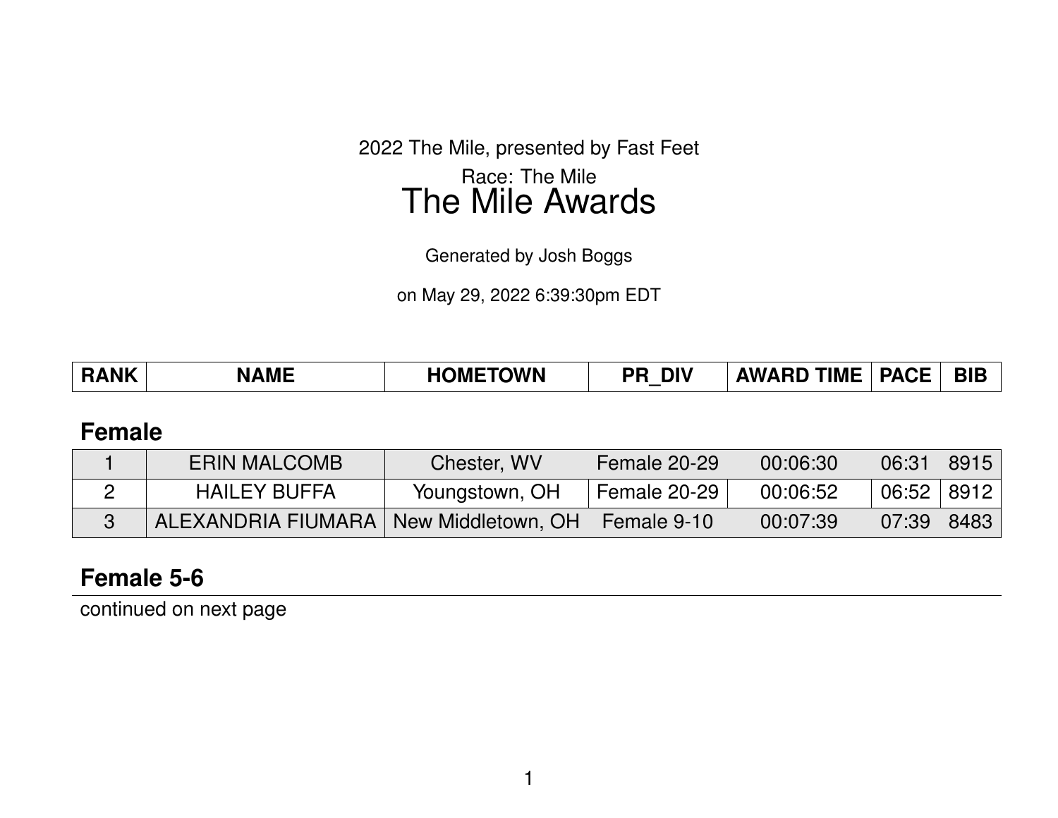2022 The Mile, presented by Fast Feet

Race: The Mile

# The Mile Awards

Generated by Josh Boggs

on May 29, 2022 6:39:30pm EDT

| RANK | NAME | HOMETOWN | PR_DIV | AWARD TIME | PACE | BIB |
|---|---|---|---|---|---|---|

## Female

| RANK | NAME | HOMETOWN | PR_DIV | AWARD TIME | PACE | BIB |
|---|---|---|---|---|---|---|
| 1 | ERIN MALCOMB | Chester, WV | Female 20-29 | 00:06:30 | 06:31 | 8915 |
| 2 | HAILEY BUFFA | Youngstown, OH | Female 20-29 | 00:06:52 | 06:52 | 8912 |
| 3 | ALEXANDRIA FIUMARA | New Middletown, OH | Female 9-10 | 00:07:39 | 07:39 | 8483 |

## Female 5-6

continued on next page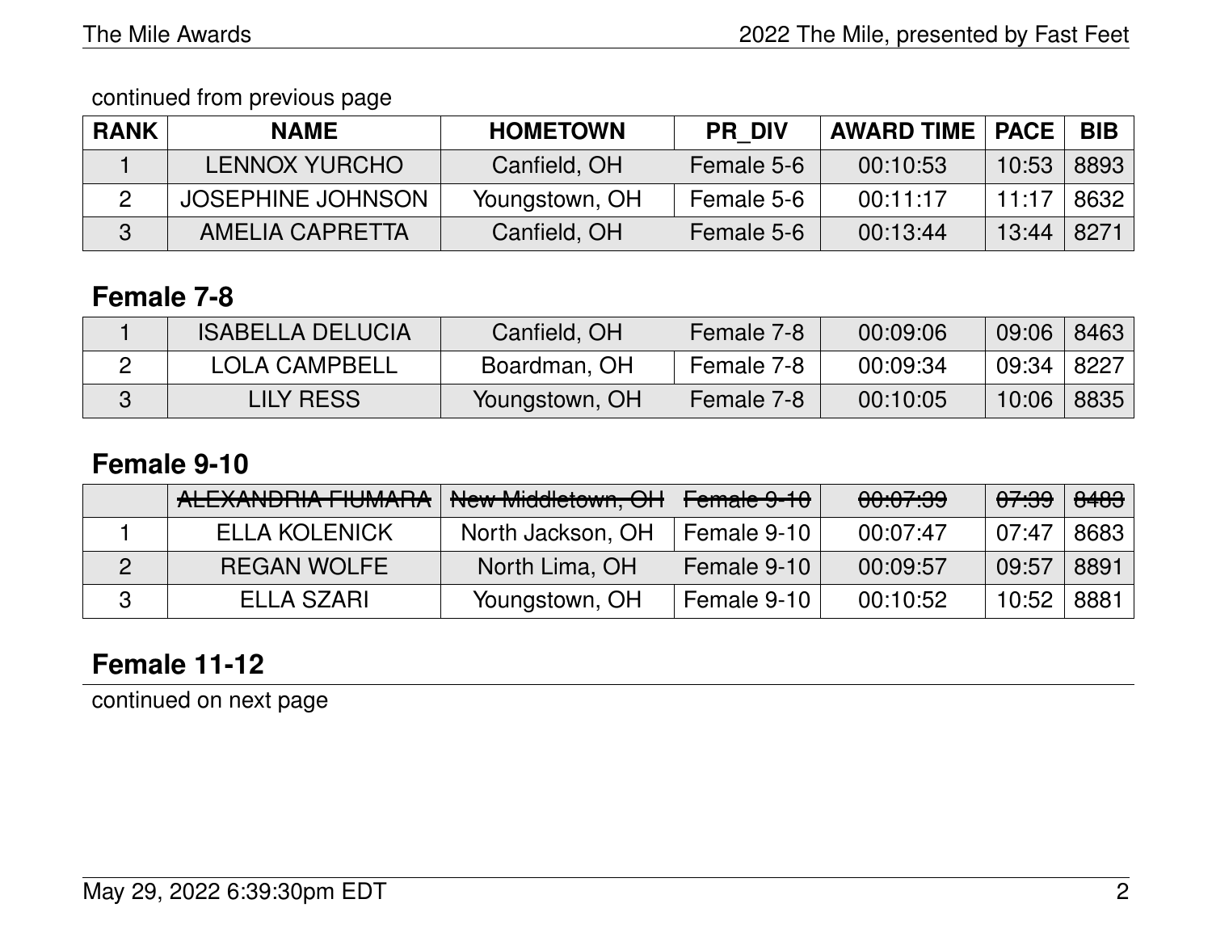continued from previous page

| RANK | NAME | HOMETOWN | PR_DIV | AWARD TIME | PACE | BIB |
|---|---|---|---|---|---|---|
| 1 | LENNOX YURCHO | Canfield, OH | Female 5-6 | 00:10:53 | 10:53 | 8893 |
| 2 | JOSEPHINE JOHNSON | Youngstown, OH | Female 5-6 | 00:11:17 | 11:17 | 8632 |
| 3 | AMELIA CAPRETTA | Canfield, OH | Female 5-6 | 00:13:44 | 13:44 | 8271 |

## Female 7-8

| RANK | NAME | HOMETOWN | PR_DIV | AWARD TIME | PACE | BIB |
|---|---|---|---|---|---|---|
| 1 | ISABELLA DELUCIA | Canfield, OH | Female 7-8 | 00:09:06 | 09:06 | 8463 |
| 2 | LOLA CAMPBELL | Boardman, OH | Female 7-8 | 00:09:34 | 09:34 | 8227 |
| 3 | LILY RESS | Youngstown, OH | Female 7-8 | 00:10:05 | 10:06 | 8835 |

## Female 9-10

| RANK | NAME | HOMETOWN | PR_DIV | AWARD TIME | PACE | BIB |
|---|---|---|---|---|---|---|
| | ~~ALEXANDRIA FIUMARA~~ | ~~New Middletown, OH~~ | ~~Female 9-10~~ | ~~00:07:39~~ | ~~07:39~~ | ~~8483~~ |
| 1 | ELLA KOLENICK | North Jackson, OH | Female 9-10 | 00:07:47 | 07:47 | 8683 |
| 2 | REGAN WOLFE | North Lima, OH | Female 9-10 | 00:09:57 | 09:57 | 8891 |
| 3 | ELLA SZARI | Youngstown, OH | Female 9-10 | 00:10:52 | 10:52 | 8881 |

## Female 11-12

continued on next page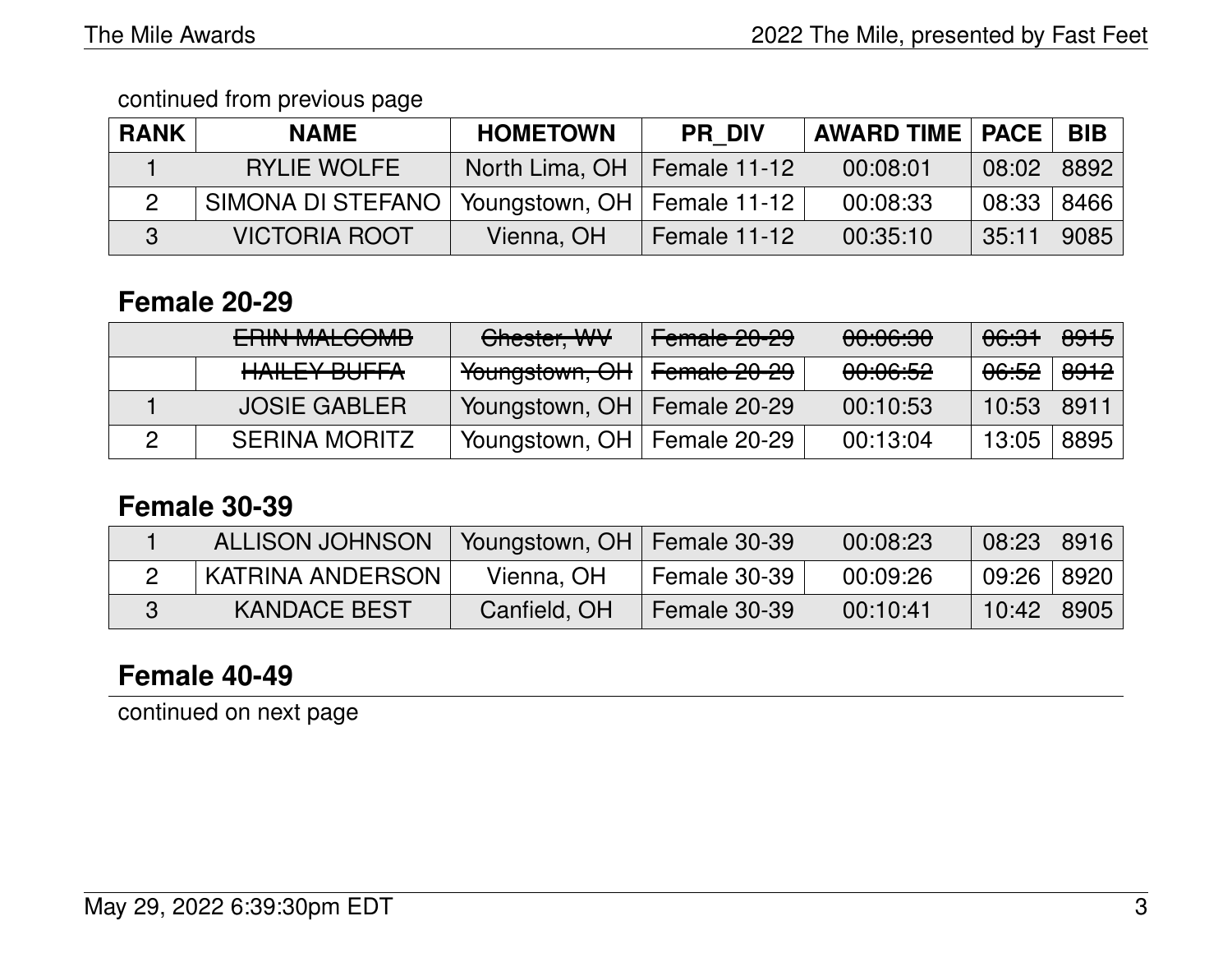continued from previous page

| RANK | NAME | HOMETOWN | PR_DIV | AWARD TIME | PACE | BIB |
|---|---|---|---|---|---|---|
| 1 | RYLIE WOLFE | North Lima, OH | Female 11-12 | 00:08:01 | 08:02 | 8892 |
| 2 | SIMONA DI STEFANO | Youngstown, OH | Female 11-12 | 00:08:33 | 08:33 | 8466 |
| 3 | VICTORIA ROOT | Vienna, OH | Female 11-12 | 00:35:10 | 35:11 | 9085 |

## Female 20-29

| RANK | NAME | HOMETOWN | PR_DIV | AWARD TIME | PACE | BIB |
|---|---|---|---|---|---|---|
| | ~~ERIN MALCOMB~~ | ~~Chester, WV~~ | ~~Female 20-29~~ | ~~00:06:30~~ | ~~06:31~~ | ~~8915~~ |
| | ~~HAILEY BUFFA~~ | ~~Youngstown, OH~~ | ~~Female 20-29~~ | ~~00:06:52~~ | ~~06:52~~ | ~~8912~~ |
| 1 | JOSIE GABLER | Youngstown, OH | Female 20-29 | 00:10:53 | 10:53 | 8911 |
| 2 | SERINA MORITZ | Youngstown, OH | Female 20-29 | 00:13:04 | 13:05 | 8895 |

## Female 30-39

| RANK | NAME | HOMETOWN | PR_DIV | AWARD TIME | PACE | BIB |
|---|---|---|---|---|---|---|
| 1 | ALLISON JOHNSON | Youngstown, OH | Female 30-39 | 00:08:23 | 08:23 | 8916 |
| 2 | KATRINA ANDERSON | Vienna, OH | Female 30-39 | 00:09:26 | 09:26 | 8920 |
| 3 | KANDACE BEST | Canfield, OH | Female 30-39 | 00:10:41 | 10:42 | 8905 |

## Female 40-49

continued on next page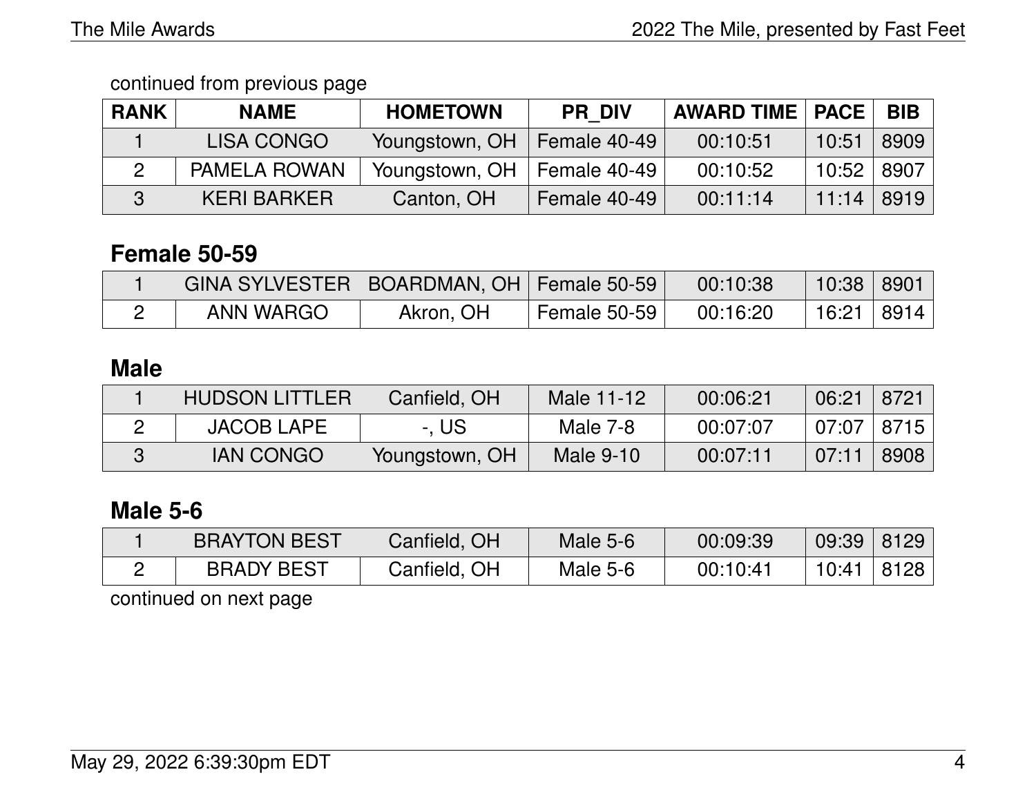continued from previous page

| RANK | NAME | HOMETOWN | PR_DIV | AWARD TIME | PACE | BIB |
|---|---|---|---|---|---|---|
| 1 | LISA CONGO | Youngstown, OH | Female 40-49 | 00:10:51 | 10:51 | 8909 |
| 2 | PAMELA ROWAN | Youngstown, OH | Female 40-49 | 00:10:52 | 10:52 | 8907 |
| 3 | KERI BARKER | Canton, OH | Female 40-49 | 00:11:14 | 11:14 | 8919 |

## Female 50-59

| RANK | NAME | HOMETOWN | PR_DIV | AWARD TIME | PACE | BIB |
|---|---|---|---|---|---|---|
| 1 | GINA SYLVESTER | BOARDMAN, OH | Female 50-59 | 00:10:38 | 10:38 | 8901 |
| 2 | ANN WARGO | Akron, OH | Female 50-59 | 00:16:20 | 16:21 | 8914 |

## Male

| RANK | NAME | HOMETOWN | PR_DIV | AWARD TIME | PACE | BIB |
|---|---|---|---|---|---|---|
| 1 | HUDSON LITTLER | Canfield, OH | Male 11-12 | 00:06:21 | 06:21 | 8721 |
| 2 | JACOB LAPE | -, US | Male 7-8 | 00:07:07 | 07:07 | 8715 |
| 3 | IAN CONGO | Youngstown, OH | Male 9-10 | 00:07:11 | 07:11 | 8908 |

## Male 5-6

| RANK | NAME | HOMETOWN | PR_DIV | AWARD TIME | PACE | BIB |
|---|---|---|---|---|---|---|
| 1 | BRAYTON BEST | Canfield, OH | Male 5-6 | 00:09:39 | 09:39 | 8129 |
| 2 | BRADY BEST | Canfield, OH | Male 5-6 | 00:10:41 | 10:41 | 8128 |

continued on next page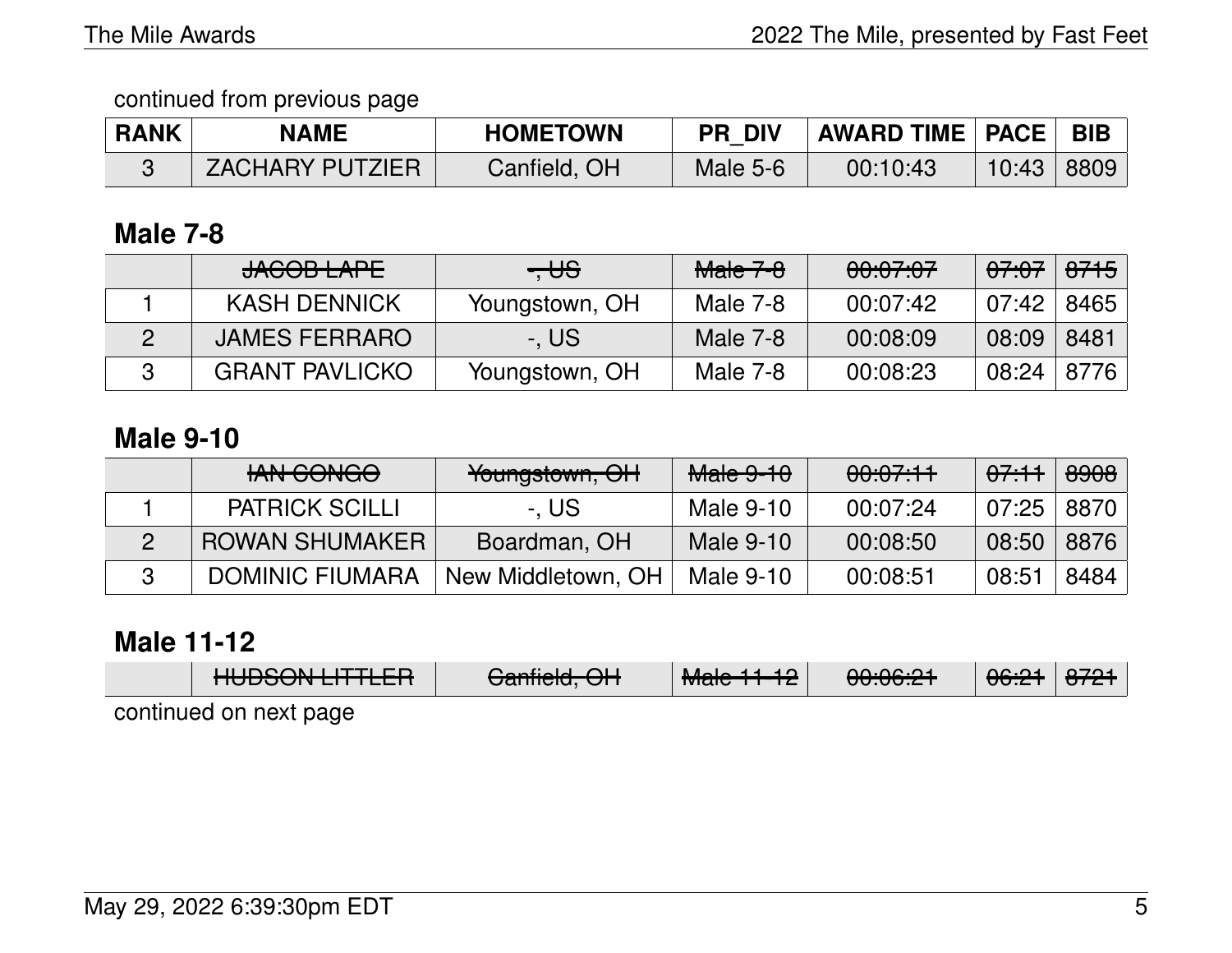continued from previous page

| RANK | NAME | HOMETOWN | PR_DIV | AWARD TIME | PACE | BIB |
|---|---|---|---|---|---|---|
| 3 | ZACHARY PUTZIER | Canfield, OH | Male 5-6 | 00:10:43 | 10:43 | 8809 |

## Male 7-8

| RANK | NAME | HOMETOWN | PR_DIV | AWARD TIME | PACE | BIB |
|---|---|---|---|---|---|---|
| | ~~JACOB LAPE~~ | ~~-, US~~ | ~~Male 7-8~~ | ~~00:07:07~~ | ~~07:07~~ | ~~8715~~ |
| 1 | KASH DENNICK | Youngstown, OH | Male 7-8 | 00:07:42 | 07:42 | 8465 |
| 2 | JAMES FERRARO | -, US | Male 7-8 | 00:08:09 | 08:09 | 8481 |
| 3 | GRANT PAVLICKO | Youngstown, OH | Male 7-8 | 00:08:23 | 08:24 | 8776 |

## Male 9-10

| RANK | NAME | HOMETOWN | PR_DIV | AWARD TIME | PACE | BIB |
|---|---|---|---|---|---|---|
| | ~~IAN CONGO~~ | ~~Youngstown, OH~~ | ~~Male 9-10~~ | ~~00:07:11~~ | ~~07:11~~ | ~~8908~~ |
| 1 | PATRICK SCILLI | -, US | Male 9-10 | 00:07:24 | 07:25 | 8870 |
| 2 | ROWAN SHUMAKER | Boardman, OH | Male 9-10 | 00:08:50 | 08:50 | 8876 |
| 3 | DOMINIC FIUMARA | New Middletown, OH | Male 9-10 | 00:08:51 | 08:51 | 8484 |

## Male 11-12

| RANK | NAME | HOMETOWN | PR_DIV | AWARD TIME | PACE | BIB |
|---|---|---|---|---|---|---|
| | ~~HUDSON LITTLER~~ | ~~Canfield, OH~~ | ~~Male 11-12~~ | ~~00:06:21~~ | ~~06:21~~ | ~~8721~~ |

continued on next page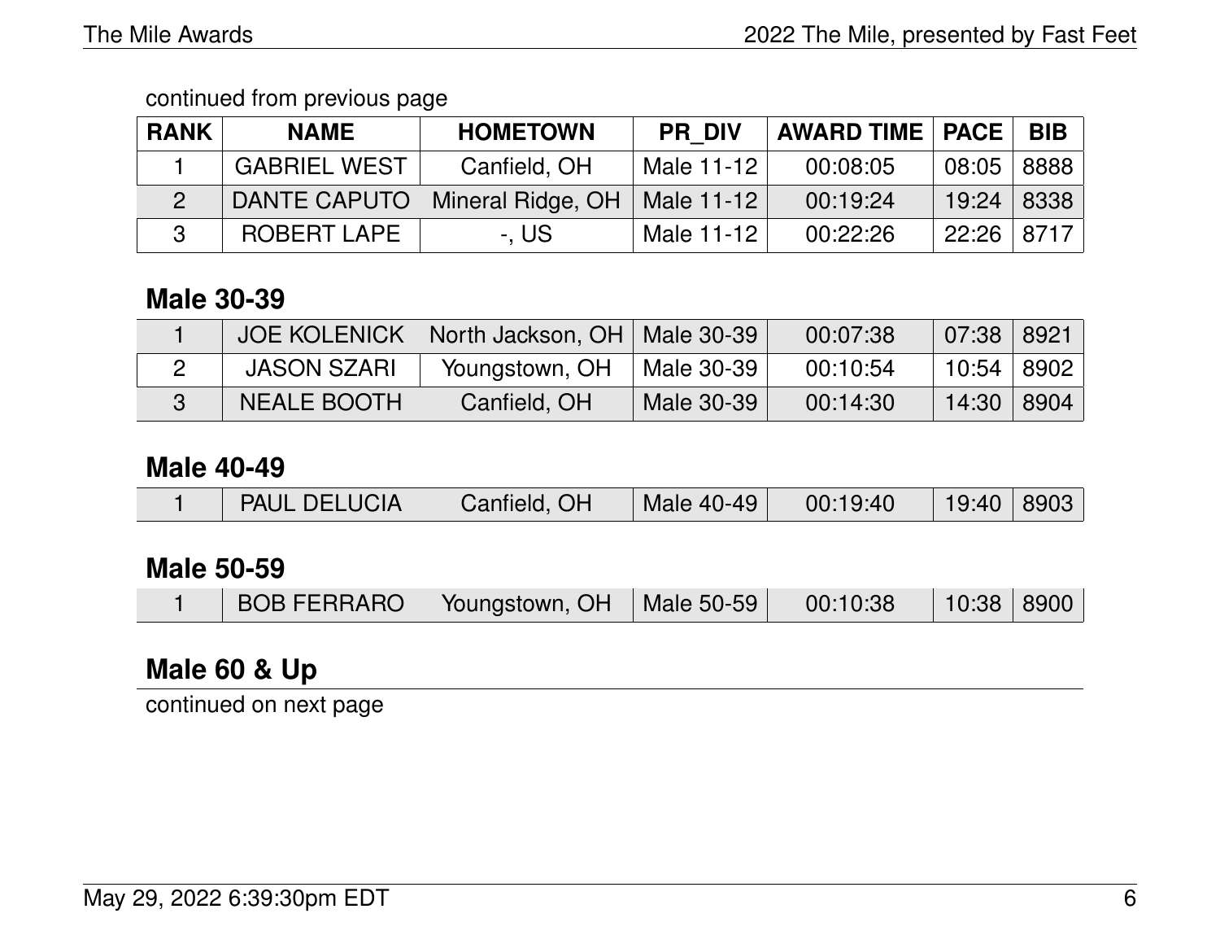continued from previous page

| RANK | NAME | HOMETOWN | PR_DIV | AWARD TIME | PACE | BIB |
|---|---|---|---|---|---|---|
| 1 | GABRIEL WEST | Canfield, OH | Male 11-12 | 00:08:05 | 08:05 | 8888 |
| 2 | DANTE CAPUTO | Mineral Ridge, OH | Male 11-12 | 00:19:24 | 19:24 | 8338 |
| 3 | ROBERT LAPE | -, US | Male 11-12 | 00:22:26 | 22:26 | 8717 |

## Male 30-39

| RANK | NAME | HOMETOWN | PR_DIV | AWARD TIME | PACE | BIB |
|---|---|---|---|---|---|---|
| 1 | JOE KOLENICK | North Jackson, OH | Male 30-39 | 00:07:38 | 07:38 | 8921 |
| 2 | JASON SZARI | Youngstown, OH | Male 30-39 | 00:10:54 | 10:54 | 8902 |
| 3 | NEALE BOOTH | Canfield, OH | Male 30-39 | 00:14:30 | 14:30 | 8904 |

## Male 40-49

| RANK | NAME | HOMETOWN | PR_DIV | AWARD TIME | PACE | BIB |
|---|---|---|---|---|---|---|
| 1 | PAUL DELUCIA | Canfield, OH | Male 40-49 | 00:19:40 | 19:40 | 8903 |

## Male 50-59

| RANK | NAME | HOMETOWN | PR_DIV | AWARD TIME | PACE | BIB |
|---|---|---|---|---|---|---|
| 1 | BOB FERRARO | Youngstown, OH | Male 50-59 | 00:10:38 | 10:38 | 8900 |

## Male 60 & Up

continued on next page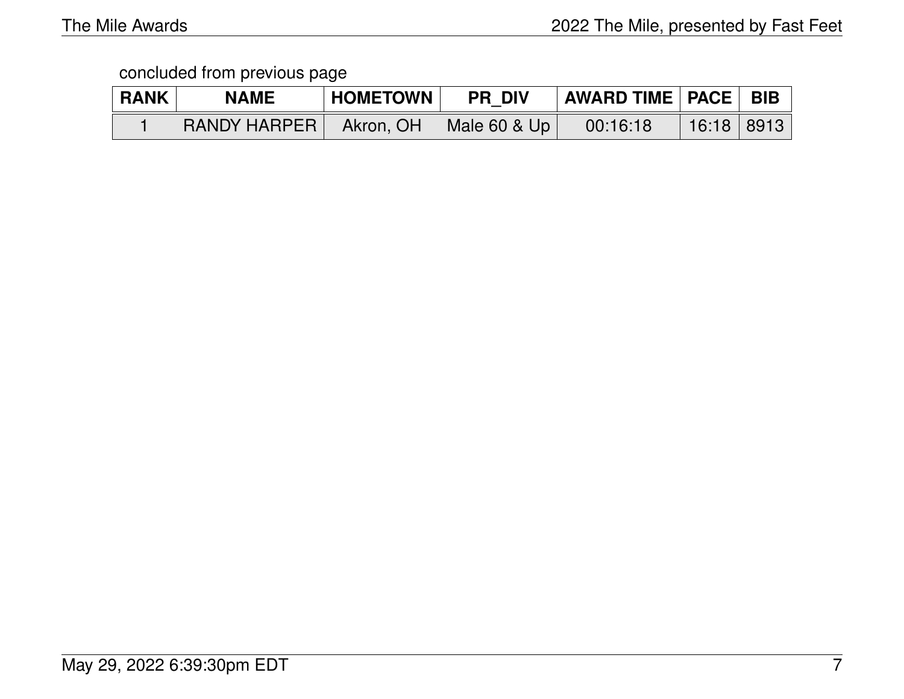concluded from previous page

| RANK | NAME | HOMETOWN | PR_DIV | AWARD TIME | PACE | BIB |
|---|---|---|---|---|---|---|
| 1 | RANDY HARPER | Akron, OH | Male 60 & Up | 00:16:18 | 16:18 | 8913 |